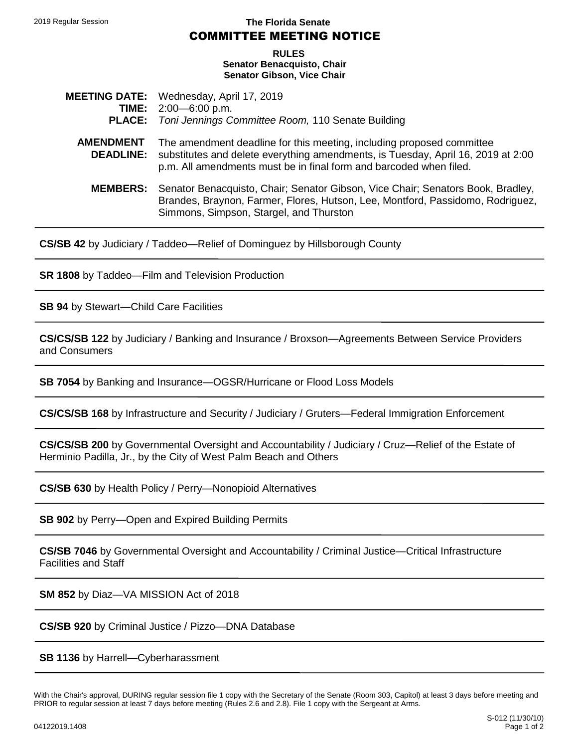2019 Regular Session

**The Florida Senate**

# COMMITTEE MEETING NOTICE

**RULES**
**Senator Benacquisto, Chair**
**Senator Gibson, Vice Chair**

**MEETING DATE:** Wednesday, April 17, 2019
**TIME:** 2:00—6:00 p.m.
**PLACE:** *Toni Jennings Committee Room,* 110 Senate Building

**AMENDMENT DEADLINE:** The amendment deadline for this meeting, including proposed committee substitutes and delete everything amendments, is Tuesday, April 16, 2019 at 2:00 p.m. All amendments must be in final form and barcoded when filed.

**MEMBERS:** Senator Benacquisto, Chair; Senator Gibson, Vice Chair; Senators Book, Bradley, Brandes, Braynon, Farmer, Flores, Hutson, Lee, Montford, Passidomo, Rodriguez, Simmons, Simpson, Stargel, and Thurston

---

**CS/SB 42** by Judiciary / Taddeo—Relief of Dominguez by Hillsborough County

---

**SR 1808** by Taddeo—Film and Television Production

---

**SB 94** by Stewart—Child Care Facilities

---

**CS/CS/SB 122** by Judiciary / Banking and Insurance / Broxson—Agreements Between Service Providers and Consumers

---

**SB 7054** by Banking and Insurance—OGSR/Hurricane or Flood Loss Models

---

**CS/CS/SB 168** by Infrastructure and Security / Judiciary / Gruters—Federal Immigration Enforcement

---

**CS/CS/SB 200** by Governmental Oversight and Accountability / Judiciary / Cruz—Relief of the Estate of Herminio Padilla, Jr., by the City of West Palm Beach and Others

---

**CS/SB 630** by Health Policy / Perry—Nonopioid Alternatives

---

**SB 902** by Perry—Open and Expired Building Permits

---

**CS/SB 7046** by Governmental Oversight and Accountability / Criminal Justice—Critical Infrastructure Facilities and Staff

---

**SM 852** by Diaz—VA MISSION Act of 2018

---

**CS/SB 920** by Criminal Justice / Pizzo—DNA Database

---

**SB 1136** by Harrell—Cyberharassment

---

With the Chair's approval, DURING regular session file 1 copy with the Secretary of the Senate (Room 303, Capitol) at least 3 days before meeting and PRIOR to regular session at least 7 days before meeting (Rules 2.6 and 2.8). File 1 copy with the Sergeant at Arms.

S-012 (11/30/10)

04122019.1408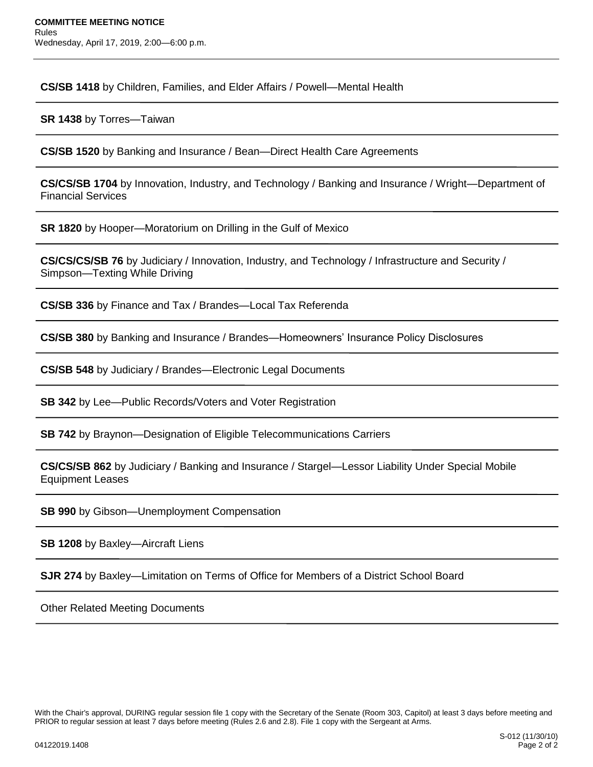**CS/SB 1418** by Children, Families, and Elder Affairs / Powell—Mental Health

**SR 1438** by Torres—Taiwan

**CS/SB 1520** by Banking and Insurance / Bean—Direct Health Care Agreements

**CS/CS/SB 1704** by Innovation, Industry, and Technology / Banking and Insurance / Wright—Department of Financial Services

**SR 1820** by Hooper—Moratorium on Drilling in the Gulf of Mexico

**CS/CS/CS/SB 76** by Judiciary / Innovation, Industry, and Technology / Infrastructure and Security / Simpson—Texting While Driving

**CS/SB 336** by Finance and Tax / Brandes—Local Tax Referenda

**CS/SB 380** by Banking and Insurance / Brandes—Homeowners' Insurance Policy Disclosures

**CS/SB 548** by Judiciary / Brandes—Electronic Legal Documents

**SB 342** by Lee—Public Records/Voters and Voter Registration

**SB 742** by Braynon—Designation of Eligible Telecommunications Carriers

**CS/CS/SB 862** by Judiciary / Banking and Insurance / Stargel—Lessor Liability Under Special Mobile Equipment Leases

**SB 990** by Gibson—Unemployment Compensation

**SB 1208** by Baxley—Aircraft Liens

**SJR 274** by Baxley—Limitation on Terms of Office for Members of a District School Board

Other Related Meeting Documents

With the Chair's approval, DURING regular session file 1 copy with the Secretary of the Senate (Room 303, Capitol) at least 3 days before meeting and PRIOR to regular session at least 7 days before meeting (Rules 2.6 and 2.8). File 1 copy with the Sergeant at Arms.

S-012 (11/30/10)

04122019.1408